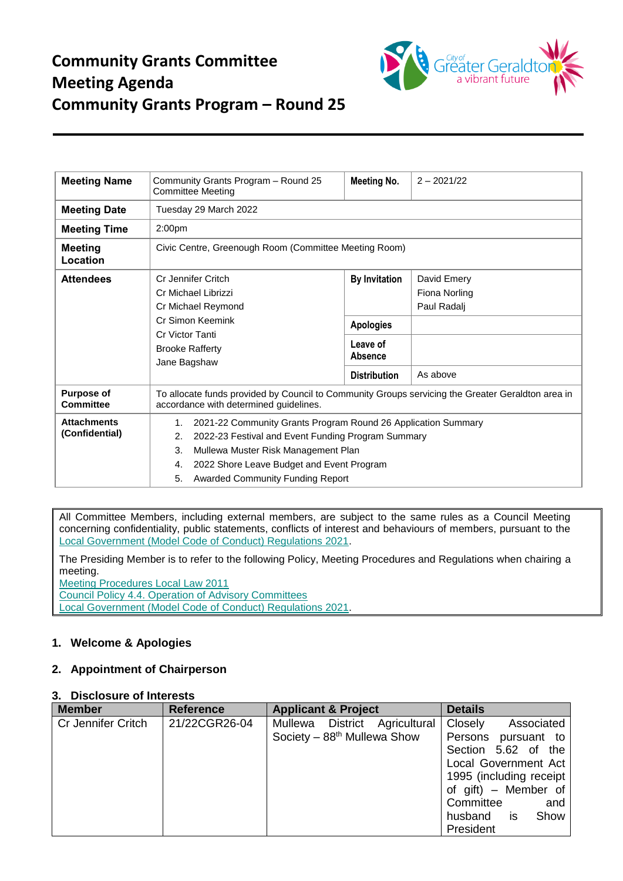# Community Grants Committee Meeting Agenda Community Grants Program – Round 25

| Meeting Name | Community Grants Program – Round 25 Committee Meeting | Meeting No. | 2 – 2021/22 |
|---|---|---|---|
| Meeting Date | Tuesday 29 March 2022 | | |
| Meeting Time | 2:00pm | | |
| Meeting Location | Civic Centre, Greenough Room (Committee Meeting Room) | | |
| Attendees | Cr Jennifer Critch<br>Cr Michael Librizzi<br>Cr Michael Reymond<br>Cr Simon Keemink<br>Cr Victor Tanti<br>Brooke Rafferty<br>Jane Bagshaw | By Invitation | David Emery<br>Fiona Norling<br>Paul Radalj |
| | | Apologies | |
| | | Leave of Absence | |
| | | Distribution | As above |
| Purpose of Committee | To allocate funds provided by Council to Community Groups servicing the Greater Geraldton area in accordance with determined guidelines. | | |
| Attachments (Confidential) | 1. 2021-22 Community Grants Program Round 26 Application Summary<br>2. 2022-23 Festival and Event Funding Program Summary<br>3. Mullewa Muster Risk Management Plan<br>4. 2022 Shore Leave Budget and Event Program<br>5. Awarded Community Funding Report | | |

All Committee Members, including external members, are subject to the same rules as a Council Meeting concerning confidentiality, public statements, conflicts of interest and behaviours of members, pursuant to the Local Government (Model Code of Conduct) Regulations 2021.

The Presiding Member is to refer to the following Policy, Meeting Procedures and Regulations when chairing a meeting.
Meeting Procedures Local Law 2011
Council Policy 4.4. Operation of Advisory Committees
Local Government (Model Code of Conduct) Regulations 2021.

## 1. Welcome & Apologies

## 2. Appointment of Chairperson

## 3. Disclosure of Interests

| Member | Reference | Applicant & Project | Details |
|---|---|---|---|
| Cr Jennifer Critch | 21/22CGR26-04 | Mullewa District Agricultural Society – 88th Mullewa Show | Closely Associated Persons pursuant to Section 5.62 of the Local Government Act 1995 (including receipt of gift) – Member of Committee and husband is Show President |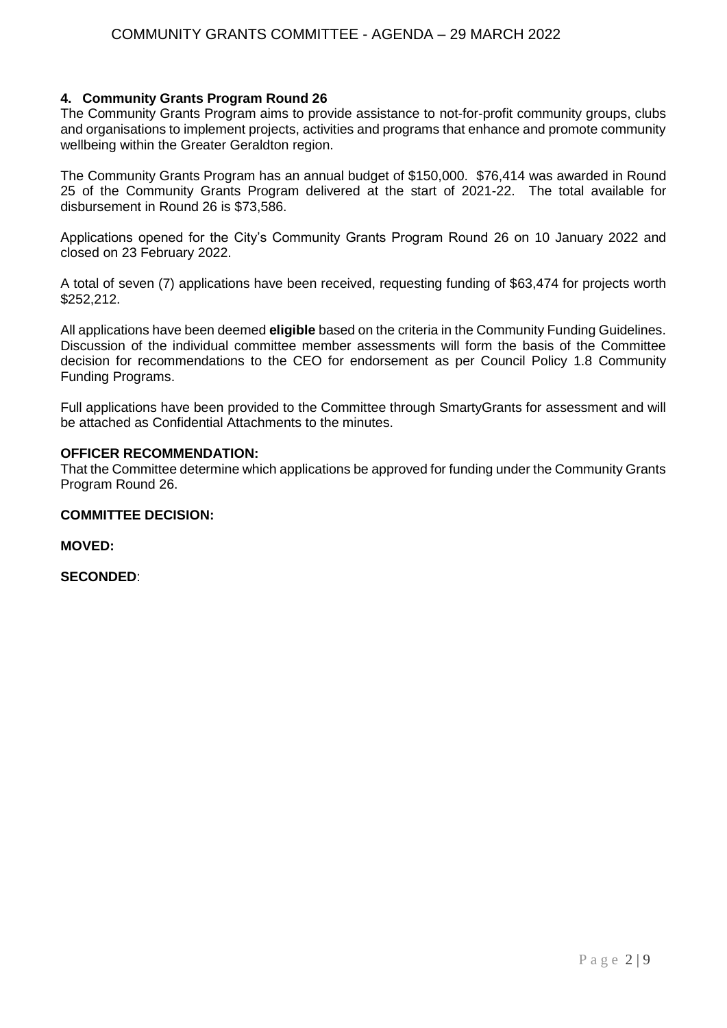## 4. Community Grants Program Round 26

The Community Grants Program aims to provide assistance to not-for-profit community groups, clubs and organisations to implement projects, activities and programs that enhance and promote community wellbeing within the Greater Geraldton region.

The Community Grants Program has an annual budget of $150,000. $76,414 was awarded in Round 25 of the Community Grants Program delivered at the start of 2021-22. The total available for disbursement in Round 26 is $73,586.

Applications opened for the City's Community Grants Program Round 26 on 10 January 2022 and closed on 23 February 2022.

A total of seven (7) applications have been received, requesting funding of $63,474 for projects worth $252,212.

All applications have been deemed **eligible** based on the criteria in the Community Funding Guidelines. Discussion of the individual committee member assessments will form the basis of the Committee decision for recommendations to the CEO for endorsement as per Council Policy 1.8 Community Funding Programs.

Full applications have been provided to the Committee through SmartyGrants for assessment and will be attached as Confidential Attachments to the minutes.

**OFFICER RECOMMENDATION:**

That the Committee determine which applications be approved for funding under the Community Grants Program Round 26.

**COMMITTEE DECISION:**

**MOVED:**

**SECONDED**: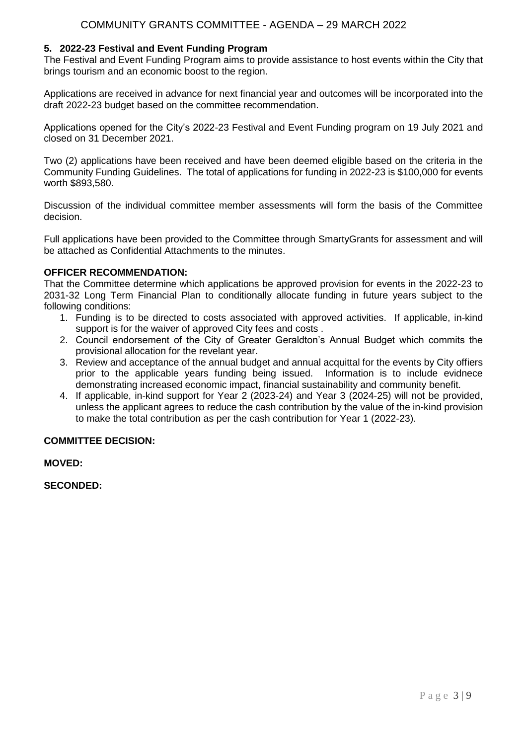## 5. 2022-23 Festival and Event Funding Program

The Festival and Event Funding Program aims to provide assistance to host events within the City that brings tourism and an economic boost to the region.

Applications are received in advance for next financial year and outcomes will be incorporated into the draft 2022-23 budget based on the committee recommendation.

Applications opened for the City's 2022-23 Festival and Event Funding program on 19 July 2021 and closed on 31 December 2021.

Two (2) applications have been received and have been deemed eligible based on the criteria in the Community Funding Guidelines. The total of applications for funding in 2022-23 is $100,000 for events worth $893,580.

Discussion of the individual committee member assessments will form the basis of the Committee decision.

Full applications have been provided to the Committee through SmartyGrants for assessment and will be attached as Confidential Attachments to the minutes.

**OFFICER RECOMMENDATION:**

That the Committee determine which applications be approved provision for events in the 2022-23 to 2031-32 Long Term Financial Plan to conditionally allocate funding in future years subject to the following conditions:

1. Funding is to be directed to costs associated with approved activities. If applicable, in-kind support is for the waiver of approved City fees and costs .
2. Council endorsement of the City of Greater Geraldton's Annual Budget which commits the provisional allocation for the revelant year.
3. Review and acceptance of the annual budget and annual acquittal for the events by City offiers prior to the applicable years funding being issued. Information is to include evidnece demonstrating increased economic impact, financial sustainability and community benefit.
4. If applicable, in-kind support for Year 2 (2023-24) and Year 3 (2024-25) will not be provided, unless the applicant agrees to reduce the cash contribution by the value of the in-kind provision to make the total contribution as per the cash contribution for Year 1 (2022-23).

**COMMITTEE DECISION:**

**MOVED:**

**SECONDED:**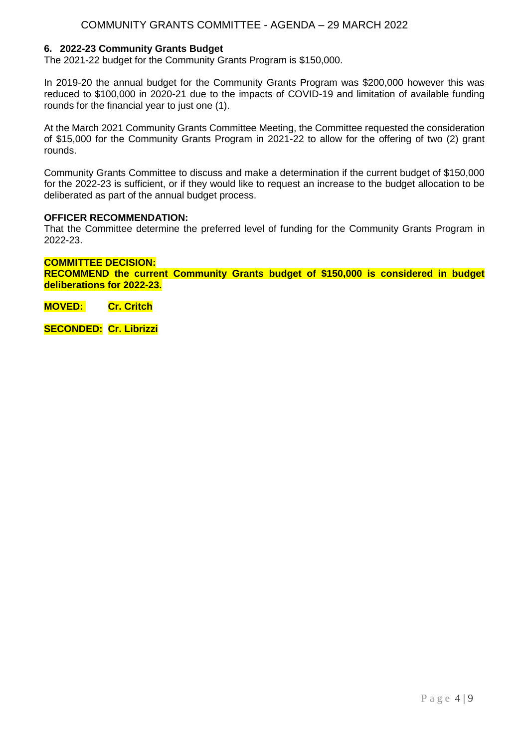## 6. 2022-23 Community Grants Budget

The 2021-22 budget for the Community Grants Program is $150,000.

In 2019-20 the annual budget for the Community Grants Program was $200,000 however this was reduced to $100,000 in 2020-21 due to the impacts of COVID-19 and limitation of available funding rounds for the financial year to just one (1).

At the March 2021 Community Grants Committee Meeting, the Committee requested the consideration of $15,000 for the Community Grants Program in 2021-22 to allow for the offering of two (2) grant rounds.

Community Grants Committee to discuss and make a determination if the current budget of $150,000 for the 2022-23 is sufficient, or if they would like to request an increase to the budget allocation to be deliberated as part of the annual budget process.

**OFFICER RECOMMENDATION:**

That the Committee determine the preferred level of funding for the Community Grants Program in 2022-23.

**COMMITTEE DECISION:**

**RECOMMEND the current Community Grants budget of $150,000 is considered in budget deliberations for 2022-23.**

**MOVED:** **Cr. Critch**

**SECONDED:** **Cr. Librizzi**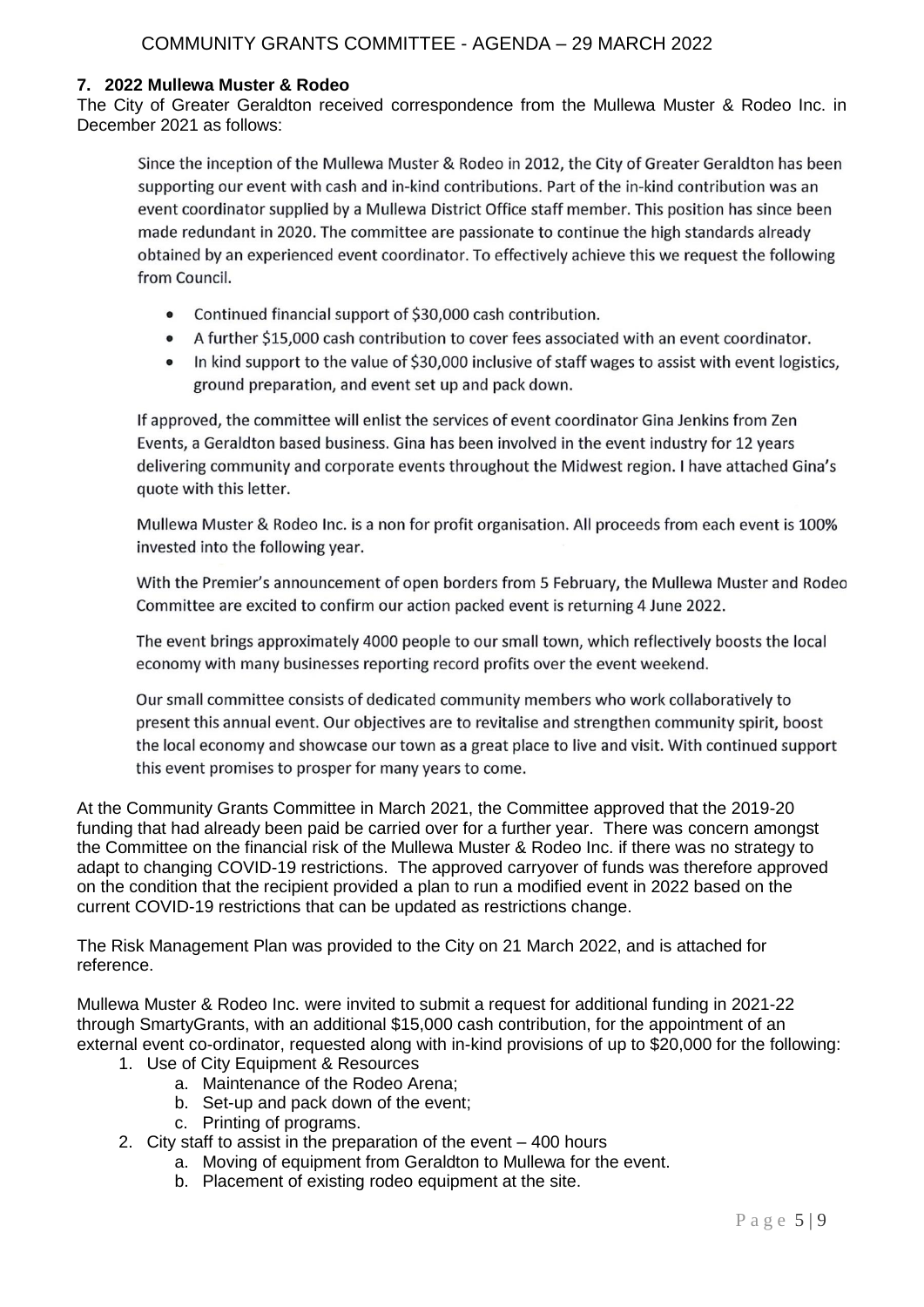## 7. 2022 Mullewa Muster & Rodeo

The City of Greater Geraldton received correspondence from the Mullewa Muster & Rodeo Inc. in December 2021 as follows:

> Since the inception of the Mullewa Muster & Rodeo in 2012, the City of Greater Geraldton has been supporting our event with cash and in-kind contributions. Part of the in-kind contribution was an event coordinator supplied by a Mullewa District Office staff member. This position has since been made redundant in 2020. The committee are passionate to continue the high standards already obtained by an experienced event coordinator. To effectively achieve this we request the following from Council.
>
> - Continued financial support of $30,000 cash contribution.
> - A further $15,000 cash contribution to cover fees associated with an event coordinator.
> - In kind support to the value of $30,000 inclusive of staff wages to assist with event logistics, ground preparation, and event set up and pack down.
>
> If approved, the committee will enlist the services of event coordinator Gina Jenkins from Zen Events, a Geraldton based business. Gina has been involved in the event industry for 12 years delivering community and corporate events throughout the Midwest region. I have attached Gina's quote with this letter.
>
> Mullewa Muster & Rodeo Inc. is a non for profit organisation. All proceeds from each event is 100% invested into the following year.
>
> With the Premier's announcement of open borders from 5 February, the Mullewa Muster and Rodeo Committee are excited to confirm our action packed event is returning 4 June 2022.
>
> The event brings approximately 4000 people to our small town, which reflectively boosts the local economy with many businesses reporting record profits over the event weekend.
>
> Our small committee consists of dedicated community members who work collaboratively to present this annual event. Our objectives are to revitalise and strengthen community spirit, boost the local economy and showcase our town as a great place to live and visit. With continued support this event promises to prosper for many years to come.

At the Community Grants Committee in March 2021, the Committee approved that the 2019-20 funding that had already been paid be carried over for a further year. There was concern amongst the Committee on the financial risk of the Mullewa Muster & Rodeo Inc. if there was no strategy to adapt to changing COVID-19 restrictions. The approved carryover of funds was therefore approved on the condition that the recipient provided a plan to run a modified event in 2022 based on the current COVID-19 restrictions that can be updated as restrictions change.

The Risk Management Plan was provided to the City on 21 March 2022, and is attached for reference.

Mullewa Muster & Rodeo Inc. were invited to submit a request for additional funding in 2021-22 through SmartyGrants, with an additional $15,000 cash contribution, for the appointment of an external event co-ordinator, requested along with in-kind provisions of up to $20,000 for the following:

1. Use of City Equipment & Resources
   a. Maintenance of the Rodeo Arena;
   b. Set-up and pack down of the event;
   c. Printing of programs.
2. City staff to assist in the preparation of the event – 400 hours
   a. Moving of equipment from Geraldton to Mullewa for the event.
   b. Placement of existing rodeo equipment at the site.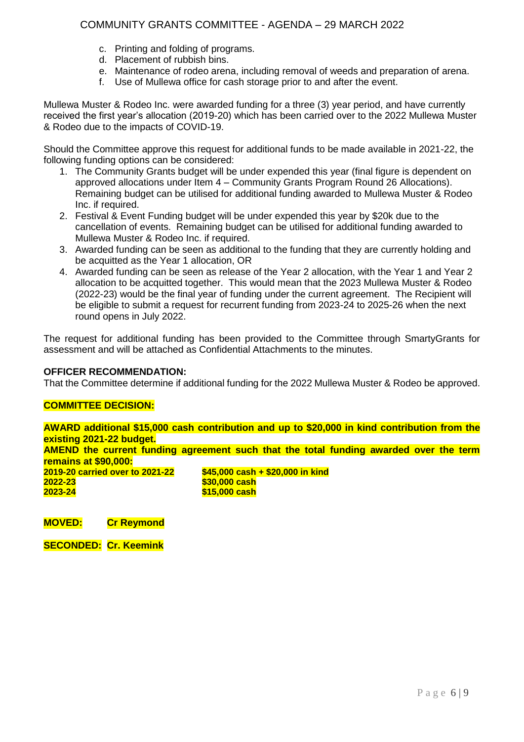c. Printing and folding of programs.
d. Placement of rubbish bins.
e. Maintenance of rodeo arena, including removal of weeds and preparation of arena.
f. Use of Mullewa office for cash storage prior to and after the event.

Mullewa Muster & Rodeo Inc. were awarded funding for a three (3) year period, and have currently received the first year's allocation (2019-20) which has been carried over to the 2022 Mullewa Muster & Rodeo due to the impacts of COVID-19.

Should the Committee approve this request for additional funds to be made available in 2021-22, the following funding options can be considered:

1. The Community Grants budget will be under expended this year (final figure is dependent on approved allocations under Item 4 – Community Grants Program Round 26 Allocations). Remaining budget can be utilised for additional funding awarded to Mullewa Muster & Rodeo Inc. if required.
2. Festival & Event Funding budget will be under expended this year by $20k due to the cancellation of events. Remaining budget can be utilised for additional funding awarded to Mullewa Muster & Rodeo Inc. if required.
3. Awarded funding can be seen as additional to the funding that they are currently holding and be acquitted as the Year 1 allocation, OR
4. Awarded funding can be seen as release of the Year 2 allocation, with the Year 1 and Year 2 allocation to be acquitted together. This would mean that the 2023 Mullewa Muster & Rodeo (2022-23) would be the final year of funding under the current agreement. The Recipient will be eligible to submit a request for recurrent funding from 2023-24 to 2025-26 when the next round opens in July 2022.

The request for additional funding has been provided to the Committee through SmartyGrants for assessment and will be attached as Confidential Attachments to the minutes.

**OFFICER RECOMMENDATION:**

That the Committee determine if additional funding for the 2022 Mullewa Muster & Rodeo be approved.

**COMMITTEE DECISION:**

**AWARD additional $15,000 cash contribution and up to $20,000 in kind contribution from the existing 2021-22 budget.**

**AMEND the current funding agreement such that the total funding awarded over the term remains at $90,000:**

| | |
|---|---|
| **2019-20 carried over to 2021-22** | **$45,000 cash + $20,000 in kind** |
| **2022-23** | **$30,000 cash** |
| **2023-24** | **$15,000 cash** |

**MOVED:** **Cr Reymond**

**SECONDED:** **Cr. Keemink**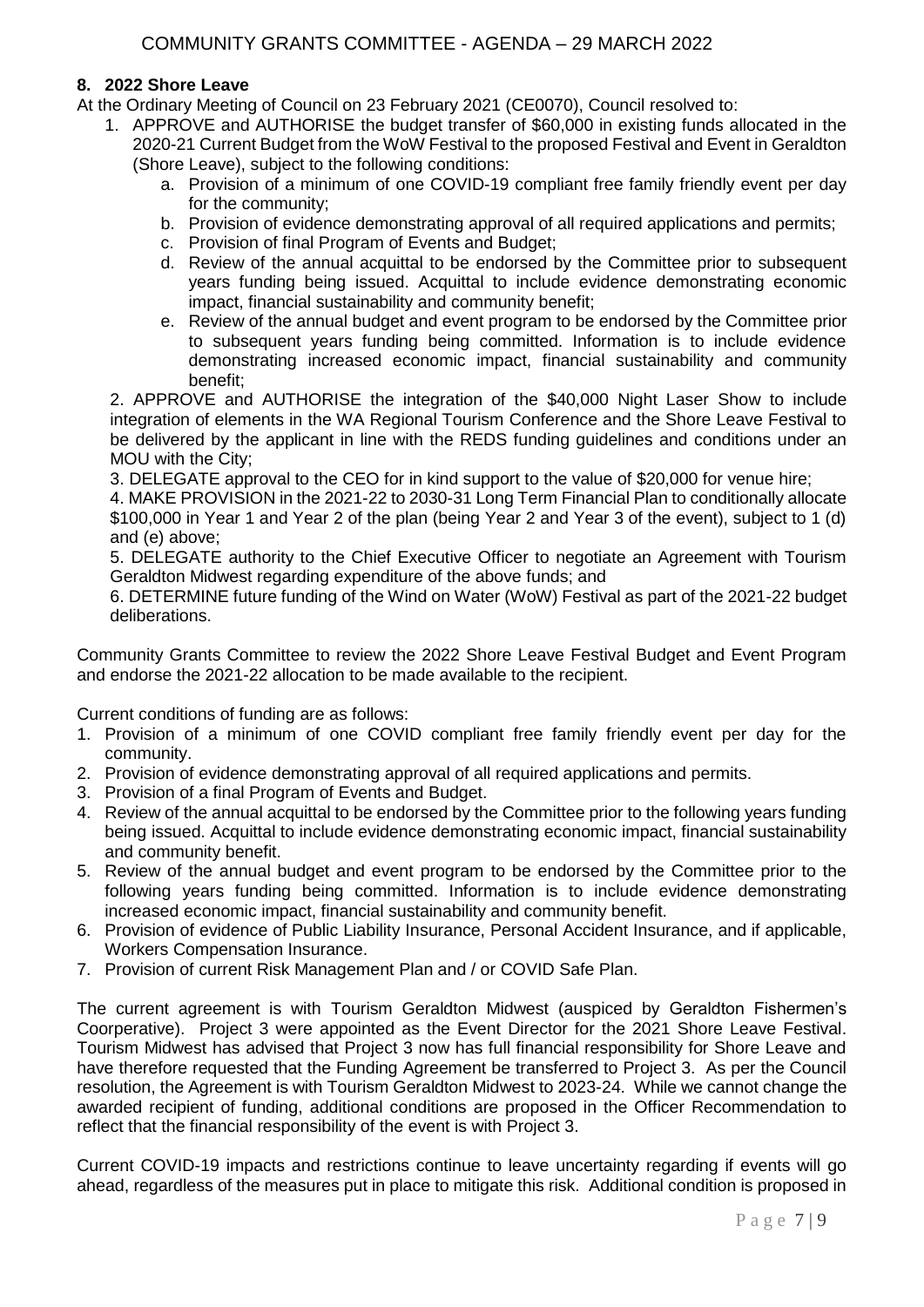## 8. 2022 Shore Leave

At the Ordinary Meeting of Council on 23 February 2021 (CE0070), Council resolved to:

1. APPROVE and AUTHORISE the budget transfer of $60,000 in existing funds allocated in the 2020-21 Current Budget from the WoW Festival to the proposed Festival and Event in Geraldton (Shore Leave), subject to the following conditions:
   a. Provision of a minimum of one COVID-19 compliant free family friendly event per day for the community;
   b. Provision of evidence demonstrating approval of all required applications and permits;
   c. Provision of final Program of Events and Budget;
   d. Review of the annual acquittal to be endorsed by the Committee prior to subsequent years funding being issued. Acquittal to include evidence demonstrating economic impact, financial sustainability and community benefit;
   e. Review of the annual budget and event program to be endorsed by the Committee prior to subsequent years funding being committed. Information is to include evidence demonstrating increased economic impact, financial sustainability and community benefit;

2. APPROVE and AUTHORISE the integration of the $40,000 Night Laser Show to include integration of elements in the WA Regional Tourism Conference and the Shore Leave Festival to be delivered by the applicant in line with the REDS funding guidelines and conditions under an MOU with the City;

3. DELEGATE approval to the CEO for in kind support to the value of $20,000 for venue hire;

4. MAKE PROVISION in the 2021-22 to 2030-31 Long Term Financial Plan to conditionally allocate $100,000 in Year 1 and Year 2 of the plan (being Year 2 and Year 3 of the event), subject to 1 (d) and (e) above;

5. DELEGATE authority to the Chief Executive Officer to negotiate an Agreement with Tourism Geraldton Midwest regarding expenditure of the above funds; and

6. DETERMINE future funding of the Wind on Water (WoW) Festival as part of the 2021-22 budget deliberations.

Community Grants Committee to review the 2022 Shore Leave Festival Budget and Event Program and endorse the 2021-22 allocation to be made available to the recipient.

Current conditions of funding are as follows:

1. Provision of a minimum of one COVID compliant free family friendly event per day for the community.
2. Provision of evidence demonstrating approval of all required applications and permits.
3. Provision of a final Program of Events and Budget.
4. Review of the annual acquittal to be endorsed by the Committee prior to the following years funding being issued. Acquittal to include evidence demonstrating economic impact, financial sustainability and community benefit.
5. Review of the annual budget and event program to be endorsed by the Committee prior to the following years funding being committed. Information is to include evidence demonstrating increased economic impact, financial sustainability and community benefit.
6. Provision of evidence of Public Liability Insurance, Personal Accident Insurance, and if applicable, Workers Compensation Insurance.
7. Provision of current Risk Management Plan and / or COVID Safe Plan.

The current agreement is with Tourism Geraldton Midwest (auspiced by Geraldton Fishermen's Coorperative). Project 3 were appointed as the Event Director for the 2021 Shore Leave Festival. Tourism Midwest has advised that Project 3 now has full financial responsibility for Shore Leave and have therefore requested that the Funding Agreement be transferred to Project 3. As per the Council resolution, the Agreement is with Tourism Geraldton Midwest to 2023-24. While we cannot change the awarded recipient of funding, additional conditions are proposed in the Officer Recommendation to reflect that the financial responsibility of the event is with Project 3.

Current COVID-19 impacts and restrictions continue to leave uncertainty regarding if events will go ahead, regardless of the measures put in place to mitigate this risk. Additional condition is proposed in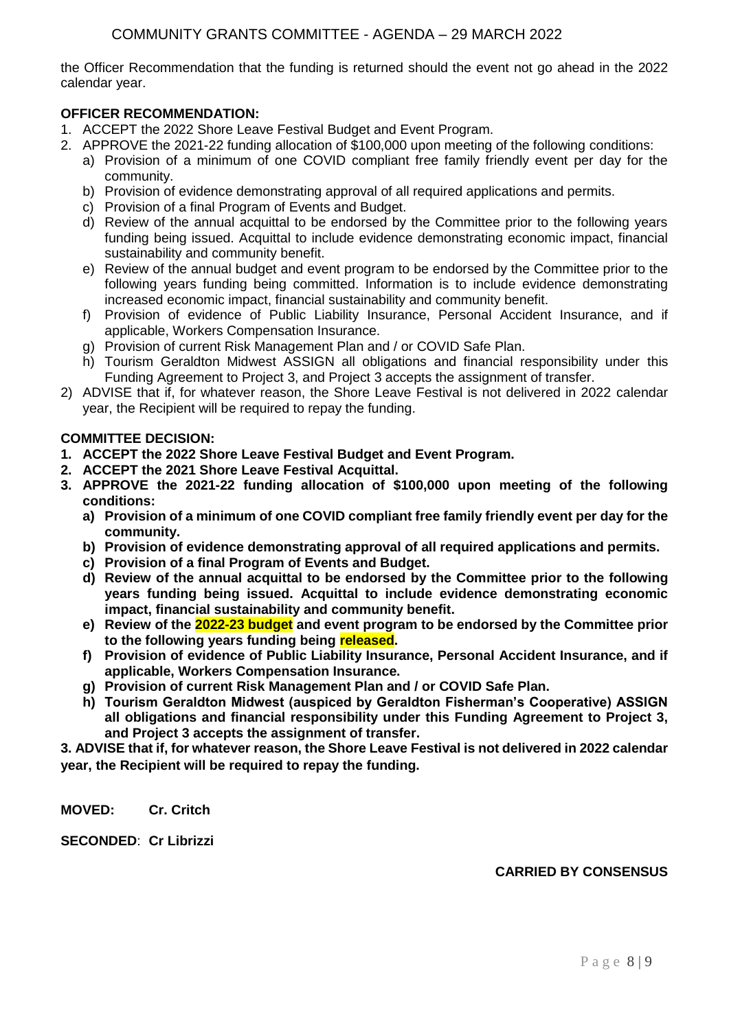the Officer Recommendation that the funding is returned should the event not go ahead in the 2022 calendar year.

**OFFICER RECOMMENDATION:**

1. ACCEPT the 2022 Shore Leave Festival Budget and Event Program.
2. APPROVE the 2021-22 funding allocation of $100,000 upon meeting of the following conditions:
   a) Provision of a minimum of one COVID compliant free family friendly event per day for the community.
   b) Provision of evidence demonstrating approval of all required applications and permits.
   c) Provision of a final Program of Events and Budget.
   d) Review of the annual acquittal to be endorsed by the Committee prior to the following years funding being issued. Acquittal to include evidence demonstrating economic impact, financial sustainability and community benefit.
   e) Review of the annual budget and event program to be endorsed by the Committee prior to the following years funding being committed. Information is to include evidence demonstrating increased economic impact, financial sustainability and community benefit.
   f) Provision of evidence of Public Liability Insurance, Personal Accident Insurance, and if applicable, Workers Compensation Insurance.
   g) Provision of current Risk Management Plan and / or COVID Safe Plan.
   h) Tourism Geraldton Midwest ASSIGN all obligations and financial responsibility under this Funding Agreement to Project 3, and Project 3 accepts the assignment of transfer.

2) ADVISE that if, for whatever reason, the Shore Leave Festival is not delivered in 2022 calendar year, the Recipient will be required to repay the funding.

**COMMITTEE DECISION:**

1. **ACCEPT the 2022 Shore Leave Festival Budget and Event Program.**
2. **ACCEPT the 2021 Shore Leave Festival Acquittal.**
3. **APPROVE the 2021-22 funding allocation of $100,000 upon meeting of the following conditions:**
   a) **Provision of a minimum of one COVID compliant free family friendly event per day for the community.**
   b) **Provision of evidence demonstrating approval of all required applications and permits.**
   c) **Provision of a final Program of Events and Budget.**
   d) **Review of the annual acquittal to be endorsed by the Committee prior to the following years funding being issued. Acquittal to include evidence demonstrating economic impact, financial sustainability and community benefit.**
   e) **Review of the 2022-23 budget and event program to be endorsed by the Committee prior to the following years funding being released.**
   f) **Provision of evidence of Public Liability Insurance, Personal Accident Insurance, and if applicable, Workers Compensation Insurance.**
   g) **Provision of current Risk Management Plan and / or COVID Safe Plan.**
   h) **Tourism Geraldton Midwest (auspiced by Geraldton Fisherman's Cooperative) ASSIGN all obligations and financial responsibility under this Funding Agreement to Project 3, and Project 3 accepts the assignment of transfer.**

**3. ADVISE that if, for whatever reason, the Shore Leave Festival is not delivered in 2022 calendar year, the Recipient will be required to repay the funding.**

**MOVED:** **Cr. Critch**

**SECONDED**: **Cr Librizzi**

**CARRIED BY CONSENSUS**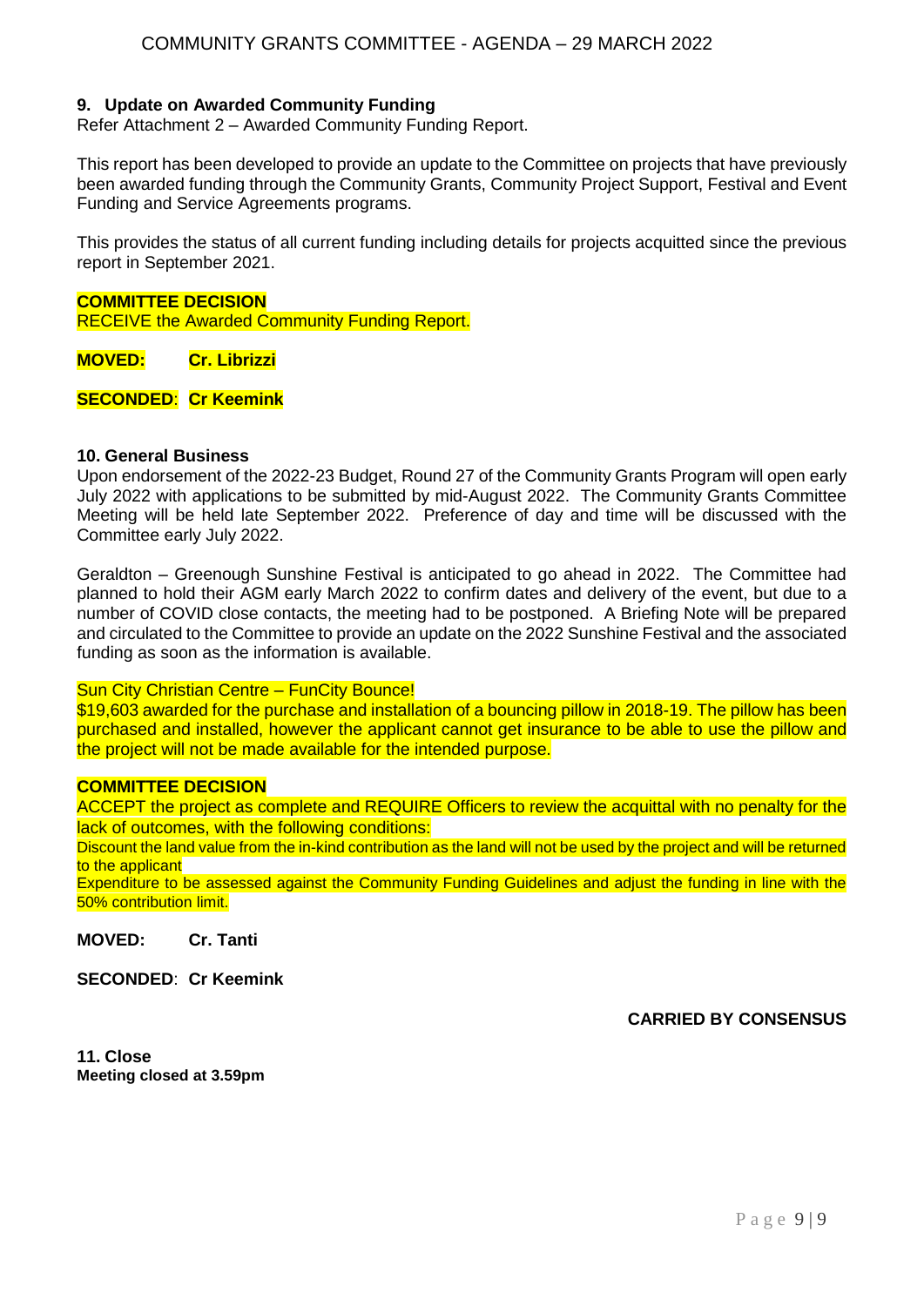## 9. Update on Awarded Community Funding

Refer Attachment 2 – Awarded Community Funding Report.

This report has been developed to provide an update to the Committee on projects that have previously been awarded funding through the Community Grants, Community Project Support, Festival and Event Funding and Service Agreements programs.

This provides the status of all current funding including details for projects acquitted since the previous report in September 2021.

**COMMITTEE DECISION**

RECEIVE the Awarded Community Funding Report.

**MOVED:** **Cr. Librizzi**

**SECONDED**: **Cr Keemink**

## 10. General Business

Upon endorsement of the 2022-23 Budget, Round 27 of the Community Grants Program will open early July 2022 with applications to be submitted by mid-August 2022. The Community Grants Committee Meeting will be held late September 2022. Preference of day and time will be discussed with the Committee early July 2022.

Geraldton – Greenough Sunshine Festival is anticipated to go ahead in 2022. The Committee had planned to hold their AGM early March 2022 to confirm dates and delivery of the event, but due to a number of COVID close contacts, the meeting had to be postponed. A Briefing Note will be prepared and circulated to the Committee to provide an update on the 2022 Sunshine Festival and the associated funding as soon as the information is available.

Sun City Christian Centre – FunCity Bounce!

$19,603 awarded for the purchase and installation of a bouncing pillow in 2018-19. The pillow has been purchased and installed, however the applicant cannot get insurance to be able to use the pillow and the project will not be made available for the intended purpose.

**COMMITTEE DECISION**

ACCEPT the project as complete and REQUIRE Officers to review the acquittal with no penalty for the lack of outcomes, with the following conditions:

Discount the land value from the in-kind contribution as the land will not be used by the project and will be returned to the applicant

Expenditure to be assessed against the Community Funding Guidelines and adjust the funding in line with the 50% contribution limit.

**MOVED:** **Cr. Tanti**

**SECONDED**: **Cr Keemink**

**CARRIED BY CONSENSUS**

## 11. Close

**Meeting closed at 3.59pm**